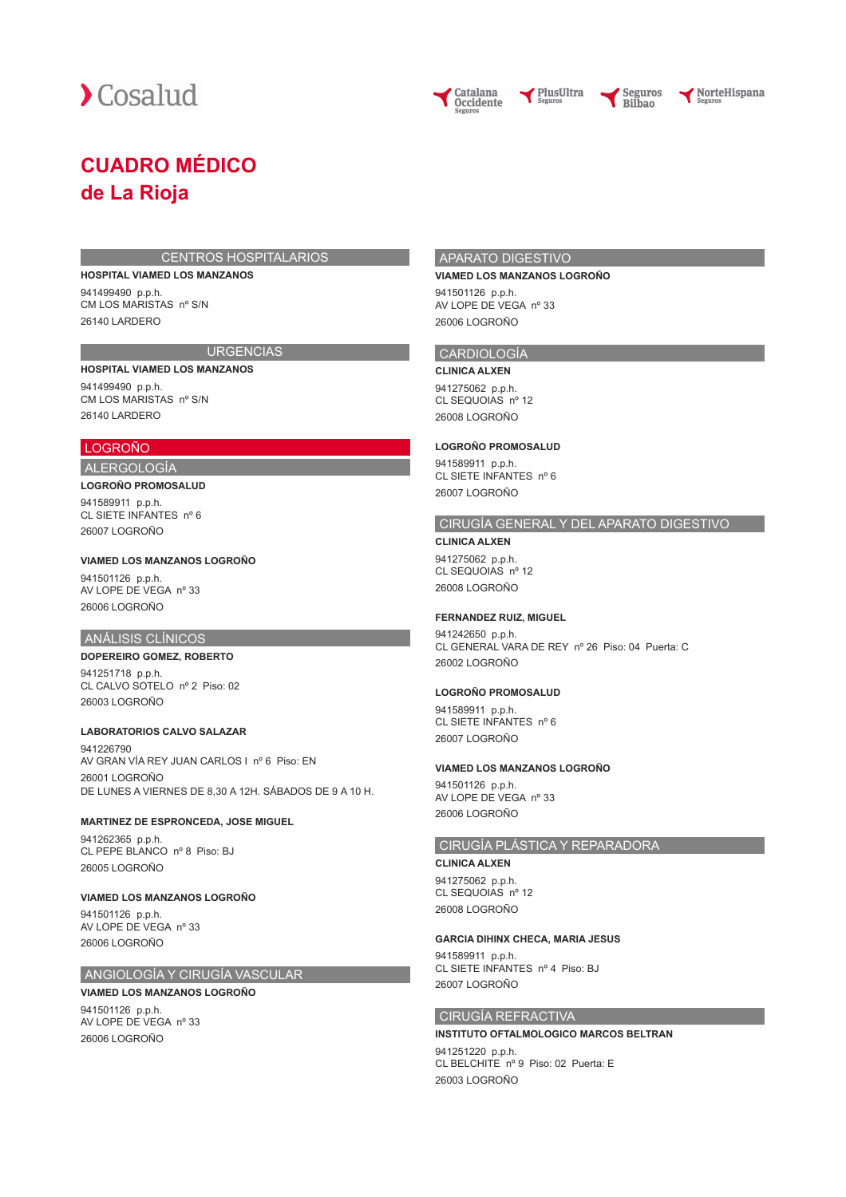Cosalud

Catalana Occidente Seguros · PlusUltra Seguros · Seguros Bilbao · NorteHispana Seguros

# CUADRO MÉDICO de La Rioja

## CENTROS HOSPITALARIOS

**HOSPITAL VIAMED LOS MANZANOS**

941499490 p.p.h.
CM LOS MARISTAS nº S/N
26140 LARDERO

## URGENCIAS

**HOSPITAL VIAMED LOS MANZANOS**

941499490 p.p.h.
CM LOS MARISTAS nº S/N
26140 LARDERO

## LOGROÑO

### ALERGOLOGÍA

**LOGROÑO PROMOSALUD**

941589911 p.p.h.
CL SIETE INFANTES nº 6
26007 LOGROÑO

**VIAMED LOS MANZANOS LOGROÑO**

941501126 p.p.h.
AV LOPE DE VEGA nº 33
26006 LOGROÑO

### ANÁLISIS CLÍNICOS

**DOPEREIRO GOMEZ, ROBERTO**

941251718 p.p.h.
CL CALVO SOTELO nº 2 Piso: 02
26003 LOGROÑO

**LABORATORIOS CALVO SALAZAR**

941226790
AV GRAN VÍA REY JUAN CARLOS I nº 6 Piso: EN
26001 LOGROÑO
DE LUNES A VIERNES DE 8,30 A 12H. SÁBADOS DE 9 A 10 H.

**MARTINEZ DE ESPRONCEDA, JOSE MIGUEL**

941262365 p.p.h.
CL PEPE BLANCO nº 8 Piso: BJ
26005 LOGROÑO

**VIAMED LOS MANZANOS LOGROÑO**

941501126 p.p.h.
AV LOPE DE VEGA nº 33
26006 LOGROÑO

### ANGIOLOGÍA Y CIRUGÍA VASCULAR

**VIAMED LOS MANZANOS LOGROÑO**

941501126 p.p.h.
AV LOPE DE VEGA nº 33
26006 LOGROÑO

### APARATO DIGESTIVO

**VIAMED LOS MANZANOS LOGROÑO**

941501126 p.p.h.
AV LOPE DE VEGA nº 33
26006 LOGROÑO

### CARDIOLOGÍA

**CLINICA ALXEN**

941275062 p.p.h.
CL SEQUOIAS nº 12
26008 LOGROÑO

**LOGROÑO PROMOSALUD**

941589911 p.p.h.
CL SIETE INFANTES nº 6
26007 LOGROÑO

### CIRUGÍA GENERAL Y DEL APARATO DIGESTIVO

**CLINICA ALXEN**

941275062 p.p.h.
CL SEQUOIAS nº 12
26008 LOGROÑO

**FERNANDEZ RUIZ, MIGUEL**

941242650 p.p.h.
CL GENERAL VARA DE REY nº 26 Piso: 04 Puerta: C
26002 LOGROÑO

**LOGROÑO PROMOSALUD**

941589911 p.p.h.
CL SIETE INFANTES nº 6
26007 LOGROÑO

**VIAMED LOS MANZANOS LOGROÑO**

941501126 p.p.h.
AV LOPE DE VEGA nº 33
26006 LOGROÑO

### CIRUGÍA PLÁSTICA Y REPARADORA

**CLINICA ALXEN**

941275062 p.p.h.
CL SEQUOIAS nº 12
26008 LOGROÑO

**GARCIA DIHINX CHECA, MARIA JESUS**

941589911 p.p.h.
CL SIETE INFANTES nº 4 Piso: BJ
26007 LOGROÑO

### CIRUGÍA REFRACTIVA

**INSTITUTO OFTALMOLOGICO MARCOS BELTRAN**

941251220 p.p.h.
CL BELCHITE nº 9 Piso: 02 Puerta: E
26003 LOGROÑO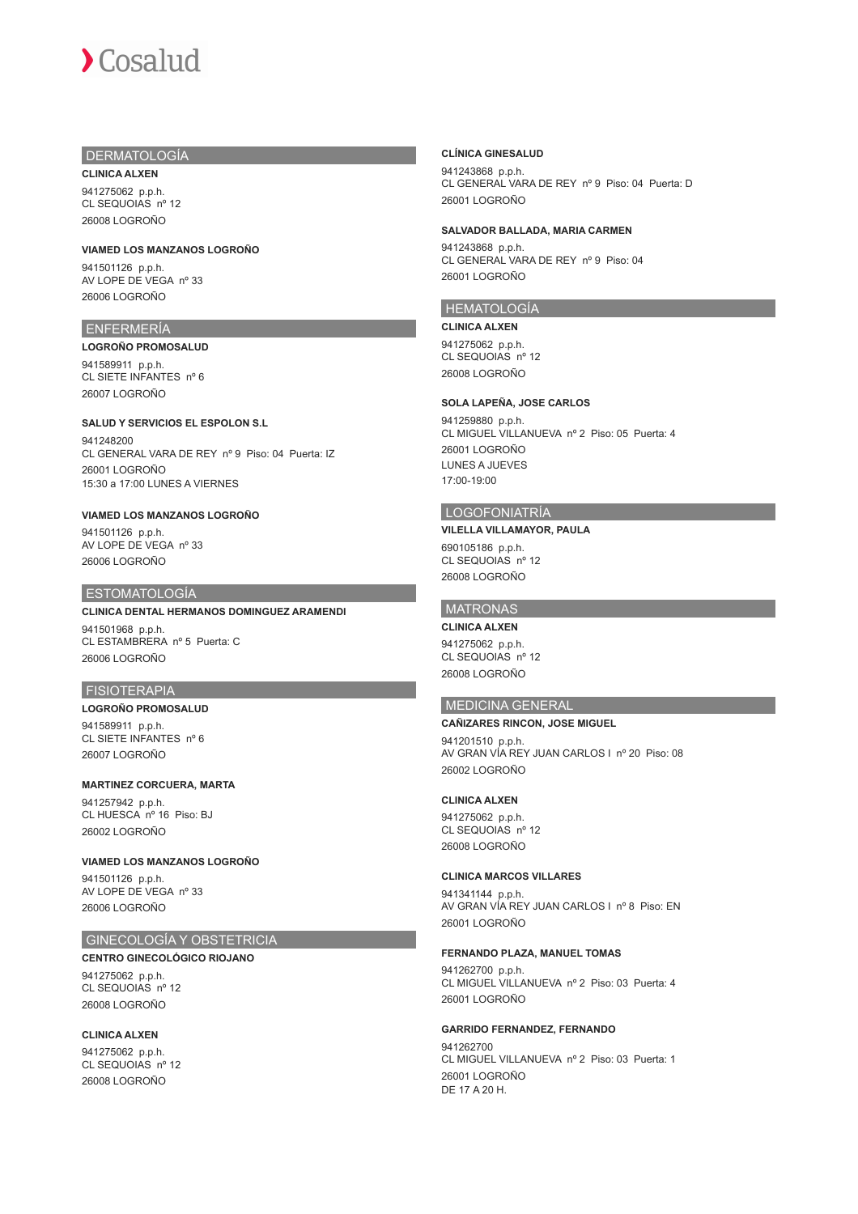## DERMATOLOGÍA

**CLINICA ALXEN**

941275062 p.p.h.
CL SEQUOIAS nº 12
26008 LOGROÑO

**VIAMED LOS MANZANOS LOGROÑO**

941501126 p.p.h.
AV LOPE DE VEGA nº 33
26006 LOGROÑO

## ENFERMERÍA

**LOGROÑO PROMOSALUD**

941589911 p.p.h.
CL SIETE INFANTES nº 6
26007 LOGROÑO

**SALUD Y SERVICIOS EL ESPOLON S.L**

941248200
CL GENERAL VARA DE REY nº 9 Piso: 04 Puerta: IZ
26001 LOGROÑO
15:30 a 17:00 LUNES A VIERNES

**VIAMED LOS MANZANOS LOGROÑO**

941501126 p.p.h.
AV LOPE DE VEGA nº 33
26006 LOGROÑO

## ESTOMATOLOGÍA

**CLINICA DENTAL HERMANOS DOMINGUEZ ARAMENDI**

941501968 p.p.h.
CL ESTAMBRERA nº 5 Puerta: C
26006 LOGROÑO

## FISIOTERAPIA

**LOGROÑO PROMOSALUD**

941589911 p.p.h.
CL SIETE INFANTES nº 6
26007 LOGROÑO

**MARTINEZ CORCUERA, MARTA**

941257942 p.p.h.
CL HUESCA nº 16 Piso: BJ
26002 LOGROÑO

**VIAMED LOS MANZANOS LOGROÑO**

941501126 p.p.h.
AV LOPE DE VEGA nº 33
26006 LOGROÑO

## GINECOLOGÍA Y OBSTETRICIA

**CENTRO GINECOLÓGICO RIOJANO**

941275062 p.p.h.
CL SEQUOIAS nº 12
26008 LOGROÑO

**CLINICA ALXEN**

941275062 p.p.h.
CL SEQUOIAS nº 12
26008 LOGROÑO

**CLÍNICA GINESALUD**

941243868 p.p.h.
CL GENERAL VARA DE REY nº 9 Piso: 04 Puerta: D
26001 LOGROÑO

**SALVADOR BALLADA, MARIA CARMEN**

941243868 p.p.h.
CL GENERAL VARA DE REY nº 9 Piso: 04
26001 LOGROÑO

## HEMATOLOGÍA

**CLINICA ALXEN**

941275062 p.p.h.
CL SEQUOIAS nº 12
26008 LOGROÑO

**SOLA LAPEÑA, JOSE CARLOS**

941259880 p.p.h.
CL MIGUEL VILLANUEVA nº 2 Piso: 05 Puerta: 4
26001 LOGROÑO
LUNES A JUEVES
17:00-19:00

## LOGOFONIATRÍA

**VILELLA VILLAMAYOR, PAULA**

690105186 p.p.h.
CL SEQUOIAS nº 12
26008 LOGROÑO

## MATRONAS

**CLINICA ALXEN**

941275062 p.p.h.
CL SEQUOIAS nº 12
26008 LOGROÑO

## MEDICINA GENERAL

**CAÑIZARES RINCON, JOSE MIGUEL**

941201510 p.p.h.
AV GRAN VÍA REY JUAN CARLOS I nº 20 Piso: 08
26002 LOGROÑO

**CLINICA ALXEN**

941275062 p.p.h.
CL SEQUOIAS nº 12
26008 LOGROÑO

**CLINICA MARCOS VILLARES**

941341144 p.p.h.
AV GRAN VÍA REY JUAN CARLOS I nº 8 Piso: EN
26001 LOGROÑO

**FERNANDO PLAZA, MANUEL TOMAS**

941262700 p.p.h.
CL MIGUEL VILLANUEVA nº 2 Piso: 03 Puerta: 4
26001 LOGROÑO

**GARRIDO FERNANDEZ, FERNANDO**

941262700
CL MIGUEL VILLANUEVA nº 2 Piso: 03 Puerta: 1
26001 LOGROÑO
DE 17 A 20 H.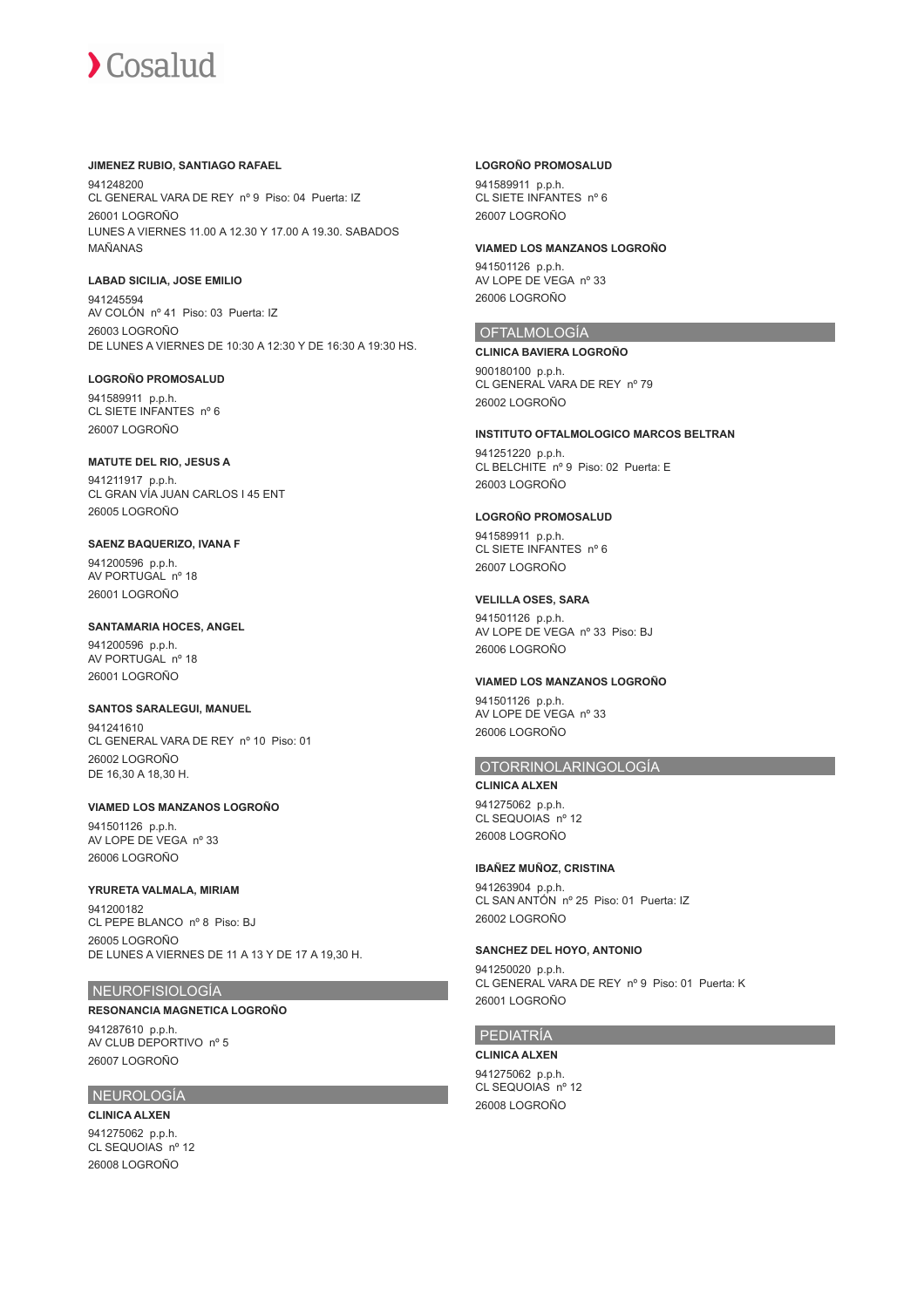**JIMENEZ RUBIO, SANTIAGO RAFAEL**

941248200
CL GENERAL VARA DE REY nº 9 Piso: 04 Puerta: IZ
26001 LOGROÑO
LUNES A VIERNES 11.00 A 12.30 Y 17.00 A 19.30. SABADOS MAÑANAS

**LABAD SICILIA, JOSE EMILIO**

941245594
AV COLÓN nº 41 Piso: 03 Puerta: IZ
26003 LOGROÑO
DE LUNES A VIERNES DE 10:30 A 12:30 Y DE 16:30 A 19:30 HS.

**LOGROÑO PROMOSALUD**

941589911 p.p.h.
CL SIETE INFANTES nº 6
26007 LOGROÑO

**MATUTE DEL RIO, JESUS A**

941211917 p.p.h.
CL GRAN VÍA JUAN CARLOS I 45 ENT
26005 LOGROÑO

**SAENZ BAQUERIZO, IVANA F**

941200596 p.p.h.
AV PORTUGAL nº 18
26001 LOGROÑO

**SANTAMARIA HOCES, ANGEL**

941200596 p.p.h.
AV PORTUGAL nº 18
26001 LOGROÑO

**SANTOS SARALEGUI, MANUEL**

941241610
CL GENERAL VARA DE REY nº 10 Piso: 01
26002 LOGROÑO
DE 16,30 A 18,30 H.

**VIAMED LOS MANZANOS LOGROÑO**

941501126 p.p.h.
AV LOPE DE VEGA nº 33
26006 LOGROÑO

**YRURETA VALMALA, MIRIAM**

941200182
CL PEPE BLANCO nº 8 Piso: BJ
26005 LOGROÑO
DE LUNES A VIERNES DE 11 A 13 Y DE 17 A 19,30 H.

## NEUROFISIOLOGÍA

**RESONANCIA MAGNETICA LOGROÑO**

941287610 p.p.h.
AV CLUB DEPORTIVO nº 5
26007 LOGROÑO

## NEUROLOGÍA

**CLINICA ALXEN**

941275062 p.p.h.
CL SEQUOIAS nº 12
26008 LOGROÑO

**LOGROÑO PROMOSALUD**

941589911 p.p.h.
CL SIETE INFANTES nº 6
26007 LOGROÑO

**VIAMED LOS MANZANOS LOGROÑO**

941501126 p.p.h.
AV LOPE DE VEGA nº 33
26006 LOGROÑO

## OFTALMOLOGÍA

**CLINICA BAVIERA LOGROÑO**

900180100 p.p.h.
CL GENERAL VARA DE REY nº 79
26002 LOGROÑO

**INSTITUTO OFTALMOLOGICO MARCOS BELTRAN**

941251220 p.p.h.
CL BELCHITE nº 9 Piso: 02 Puerta: E
26003 LOGROÑO

**LOGROÑO PROMOSALUD**

941589911 p.p.h.
CL SIETE INFANTES nº 6
26007 LOGROÑO

**VELILLA OSES, SARA**

941501126 p.p.h.
AV LOPE DE VEGA nº 33 Piso: BJ
26006 LOGROÑO

**VIAMED LOS MANZANOS LOGROÑO**

941501126 p.p.h.
AV LOPE DE VEGA nº 33
26006 LOGROÑO

## OTORRINOLARINGOLOGÍA

**CLINICA ALXEN**

941275062 p.p.h.
CL SEQUOIAS nº 12
26008 LOGROÑO

**IBAÑEZ MUÑOZ, CRISTINA**

941263904 p.p.h.
CL SAN ANTÓN nº 25 Piso: 01 Puerta: IZ
26002 LOGROÑO

**SANCHEZ DEL HOYO, ANTONIO**

941250020 p.p.h.
CL GENERAL VARA DE REY nº 9 Piso: 01 Puerta: K
26001 LOGROÑO

## PEDIATRÍA

**CLINICA ALXEN**

941275062 p.p.h.
CL SEQUOIAS nº 12
26008 LOGROÑO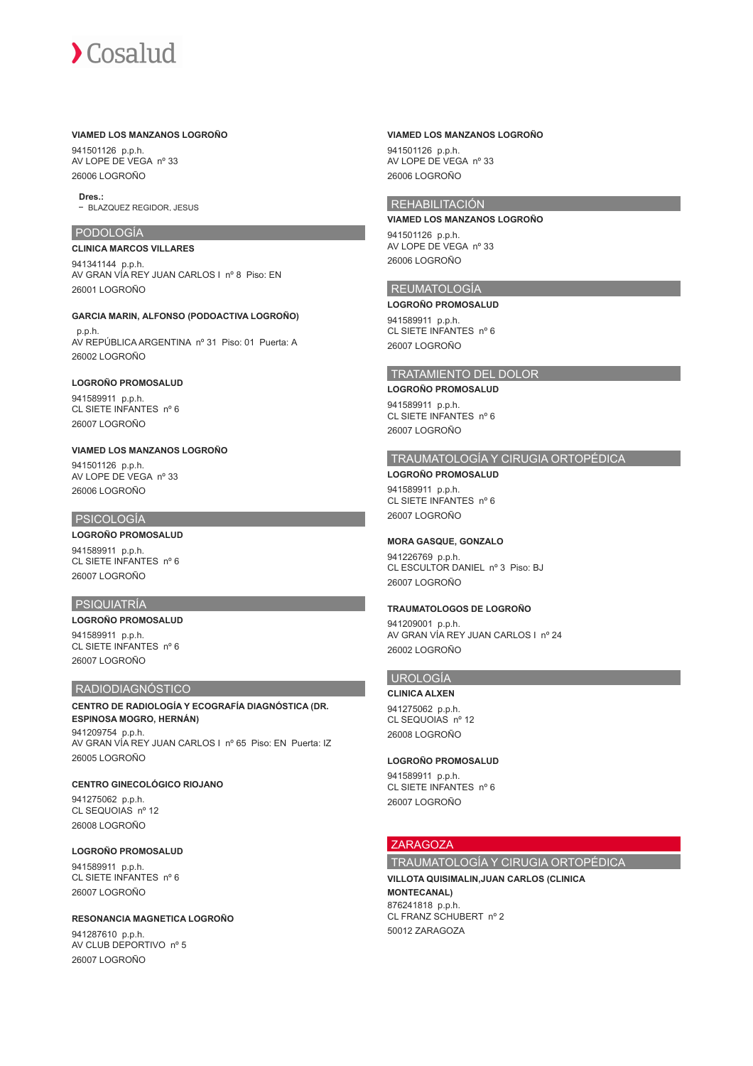**VIAMED LOS MANZANOS LOGROÑO**

941501126 p.p.h.
AV LOPE DE VEGA nº 33
26006 LOGROÑO

**Dres.:**
- BLAZQUEZ REGIDOR, JESUS

## PODOLOGÍA

**CLINICA MARCOS VILLARES**

941341144 p.p.h.
AV GRAN VÍA REY JUAN CARLOS I nº 8 Piso: EN
26001 LOGROÑO

**GARCIA MARIN, ALFONSO (PODOACTIVA LOGROÑO)**

p.p.h.
AV REPÚBLICA ARGENTINA nº 31 Piso: 01 Puerta: A
26002 LOGROÑO

**LOGROÑO PROMOSALUD**

941589911 p.p.h.
CL SIETE INFANTES nº 6
26007 LOGROÑO

**VIAMED LOS MANZANOS LOGROÑO**

941501126 p.p.h.
AV LOPE DE VEGA nº 33
26006 LOGROÑO

## PSICOLOGÍA

**LOGROÑO PROMOSALUD**

941589911 p.p.h.
CL SIETE INFANTES nº 6
26007 LOGROÑO

## PSIQUIATRÍA

**LOGROÑO PROMOSALUD**

941589911 p.p.h.
CL SIETE INFANTES nº 6
26007 LOGROÑO

## RADIODIAGNÓSTICO

**CENTRO DE RADIOLOGÍA Y ECOGRAFÍA DIAGNÓSTICA (DR. ESPINOSA MOGRO, HERNÁN)**

941209754 p.p.h.
AV GRAN VÍA REY JUAN CARLOS I nº 65 Piso: EN Puerta: IZ
26005 LOGROÑO

**CENTRO GINECOLÓGICO RIOJANO**

941275062 p.p.h.
CL SEQUOIAS nº 12
26008 LOGROÑO

**LOGROÑO PROMOSALUD**

941589911 p.p.h.
CL SIETE INFANTES nº 6
26007 LOGROÑO

**RESONANCIA MAGNETICA LOGROÑO**

941287610 p.p.h.
AV CLUB DEPORTIVO nº 5
26007 LOGROÑO

**VIAMED LOS MANZANOS LOGROÑO**

941501126 p.p.h.
AV LOPE DE VEGA nº 33
26006 LOGROÑO

## REHABILITACIÓN

**VIAMED LOS MANZANOS LOGROÑO**

941501126 p.p.h.
AV LOPE DE VEGA nº 33
26006 LOGROÑO

## REUMATOLOGÍA

**LOGROÑO PROMOSALUD**

941589911 p.p.h.
CL SIETE INFANTES nº 6
26007 LOGROÑO

## TRATAMIENTO DEL DOLOR

**LOGROÑO PROMOSALUD**

941589911 p.p.h.
CL SIETE INFANTES nº 6
26007 LOGROÑO

## TRAUMATOLOGÍA Y CIRUGIA ORTOPÉDICA

**LOGROÑO PROMOSALUD**

941589911 p.p.h.
CL SIETE INFANTES nº 6
26007 LOGROÑO

**MORA GASQUE, GONZALO**

941226769 p.p.h.
CL ESCULTOR DANIEL nº 3 Piso: BJ
26007 LOGROÑO

**TRAUMATOLOGOS DE LOGROÑO**

941209001 p.p.h.
AV GRAN VÍA REY JUAN CARLOS I nº 24
26002 LOGROÑO

## UROLOGÍA

**CLINICA ALXEN**

941275062 p.p.h.
CL SEQUOIAS nº 12
26008 LOGROÑO

**LOGROÑO PROMOSALUD**

941589911 p.p.h.
CL SIETE INFANTES nº 6
26007 LOGROÑO

# ZARAGOZA

## TRAUMATOLOGÍA Y CIRUGIA ORTOPÉDICA

**VILLOTA QUISIMALIN,JUAN CARLOS (CLINICA MONTECANAL)**

876241818 p.p.h.
CL FRANZ SCHUBERT nº 2
50012 ZARAGOZA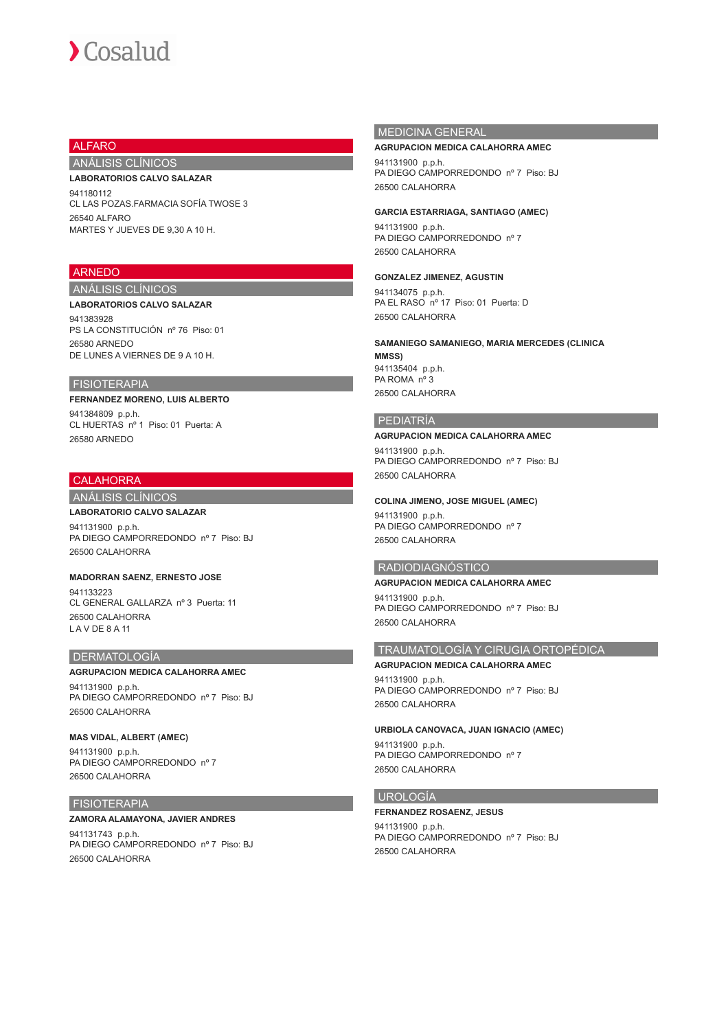# ALFARO

## ANÁLISIS CLÍNICOS

**LABORATORIOS CALVO SALAZAR**

941180112
CL LAS POZAS.FARMACIA SOFÍA TWOSE 3
26540 ALFARO
MARTES Y JUEVES DE 9,30 A 10 H.

# ARNEDO

## ANÁLISIS CLÍNICOS

**LABORATORIOS CALVO SALAZAR**

941383928
PS LA CONSTITUCIÓN nº 76 Piso: 01
26580 ARNEDO
DE LUNES A VIERNES DE 9 A 10 H.

## FISIOTERAPIA

**FERNANDEZ MORENO, LUIS ALBERTO**

941384809 p.p.h.
CL HUERTAS nº 1 Piso: 01 Puerta: A
26580 ARNEDO

# CALAHORRA

## ANÁLISIS CLÍNICOS

**LABORATORIO CALVO SALAZAR**

941131900 p.p.h.
PA DIEGO CAMPORREDONDO nº 7 Piso: BJ
26500 CALAHORRA

**MADORRAN SAENZ, ERNESTO JOSE**

941133223
CL GENERAL GALLARZA nº 3 Puerta: 11
26500 CALAHORRA
L A V DE 8 A 11

## DERMATOLOGÍA

**AGRUPACION MEDICA CALAHORRA AMEC**

941131900 p.p.h.
PA DIEGO CAMPORREDONDO nº 7 Piso: BJ
26500 CALAHORRA

**MAS VIDAL, ALBERT (AMEC)**

941131900 p.p.h.
PA DIEGO CAMPORREDONDO nº 7
26500 CALAHORRA

## FISIOTERAPIA

**ZAMORA ALAMAYONA, JAVIER ANDRES**

941131743 p.p.h.
PA DIEGO CAMPORREDONDO nº 7 Piso: BJ
26500 CALAHORRA

## MEDICINA GENERAL

**AGRUPACION MEDICA CALAHORRA AMEC**

941131900 p.p.h.
PA DIEGO CAMPORREDONDO nº 7 Piso: BJ
26500 CALAHORRA

**GARCIA ESTARRIAGA, SANTIAGO (AMEC)**

941131900 p.p.h.
PA DIEGO CAMPORREDONDO nº 7
26500 CALAHORRA

**GONZALEZ JIMENEZ, AGUSTIN**

941134075 p.p.h.
PA EL RASO nº 17 Piso: 01 Puerta: D
26500 CALAHORRA

**SAMANIEGO SAMANIEGO, MARIA MERCEDES (CLINICA MMSS)**

941135404 p.p.h.
PA ROMA nº 3
26500 CALAHORRA

## PEDIATRÍA

**AGRUPACION MEDICA CALAHORRA AMEC**

941131900 p.p.h.
PA DIEGO CAMPORREDONDO nº 7 Piso: BJ
26500 CALAHORRA

**COLINA JIMENO, JOSE MIGUEL (AMEC)**

941131900 p.p.h.
PA DIEGO CAMPORREDONDO nº 7
26500 CALAHORRA

## RADIODIAGNÓSTICO

**AGRUPACION MEDICA CALAHORRA AMEC**

941131900 p.p.h.
PA DIEGO CAMPORREDONDO nº 7 Piso: BJ
26500 CALAHORRA

## TRAUMATOLOGÍA Y CIRUGIA ORTOPÉDICA

**AGRUPACION MEDICA CALAHORRA AMEC**

941131900 p.p.h.
PA DIEGO CAMPORREDONDO nº 7 Piso: BJ
26500 CALAHORRA

**URBIOLA CANOVACA, JUAN IGNACIO (AMEC)**

941131900 p.p.h.
PA DIEGO CAMPORREDONDO nº 7
26500 CALAHORRA

## UROLOGÍA

**FERNANDEZ ROSAENZ, JESUS**

941131900 p.p.h.
PA DIEGO CAMPORREDONDO nº 7 Piso: BJ
26500 CALAHORRA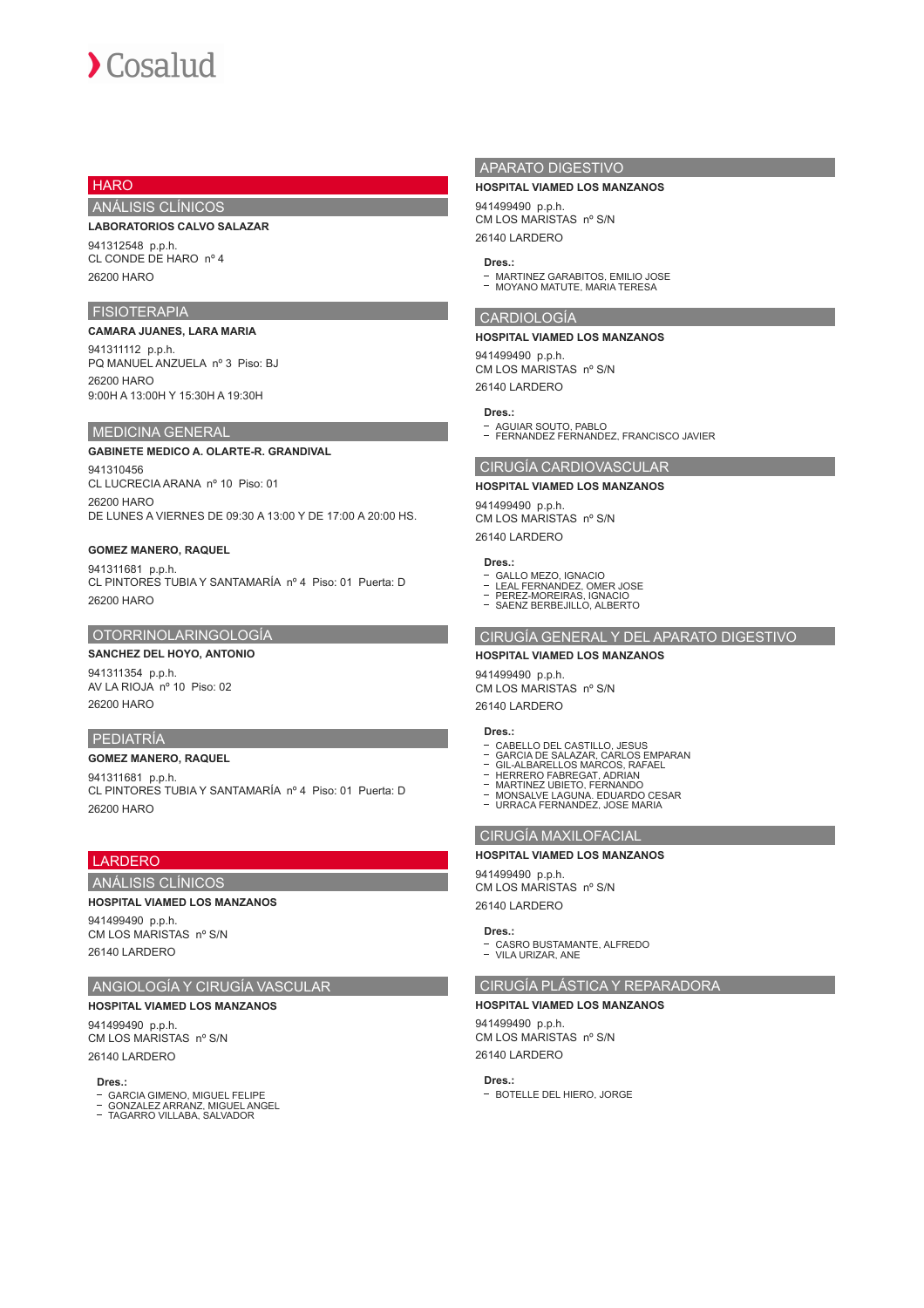# HARO

## ANÁLISIS CLÍNICOS

**LABORATORIOS CALVO SALAZAR**

941312548 p.p.h.
CL CONDE DE HARO nº 4

26200 HARO

## FISIOTERAPIA

**CAMARA JUANES, LARA MARIA**

941311112 p.p.h.
PQ MANUEL ANZUELA nº 3 Piso: BJ

26200 HARO
9:00H A 13:00H Y 15:30H A 19:30H

## MEDICINA GENERAL

**GABINETE MEDICO A. OLARTE-R. GRANDIVAL**

941310456
CL LUCRECIA ARANA nº 10 Piso: 01

26200 HARO
DE LUNES A VIERNES DE 09:30 A 13:00 Y DE 17:00 A 20:00 HS.

**GOMEZ MANERO, RAQUEL**

941311681 p.p.h.
CL PINTORES TUBIA Y SANTAMARÍA nº 4 Piso: 01 Puerta: D

26200 HARO

## OTORRINOLARINGOLOGÍA

**SANCHEZ DEL HOYO, ANTONIO**

941311354 p.p.h.
AV LA RIOJA nº 10 Piso: 02

26200 HARO

## PEDIATRÍA

**GOMEZ MANERO, RAQUEL**

941311681 p.p.h.
CL PINTORES TUBIA Y SANTAMARÍA nº 4 Piso: 01 Puerta: D

26200 HARO

# LARDERO

## ANÁLISIS CLÍNICOS

**HOSPITAL VIAMED LOS MANZANOS**

941499490 p.p.h.
CM LOS MARISTAS nº S/N

26140 LARDERO

## ANGIOLOGÍA Y CIRUGÍA VASCULAR

**HOSPITAL VIAMED LOS MANZANOS**

941499490 p.p.h.
CM LOS MARISTAS nº S/N

26140 LARDERO

**Dres.:**

- GARCIA GIMENO, MIGUEL FELIPE
- GONZALEZ ARRANZ, MIGUEL ANGEL
- TAGARRO VILLABA, SALVADOR

## APARATO DIGESTIVO

**HOSPITAL VIAMED LOS MANZANOS**

941499490 p.p.h.
CM LOS MARISTAS nº S/N

26140 LARDERO

**Dres.:**

- MARTINEZ GARABITOS, EMILIO JOSE
- MOYANO MATUTE, MARIA TERESA

## CARDIOLOGÍA

**HOSPITAL VIAMED LOS MANZANOS**

941499490 p.p.h.
CM LOS MARISTAS nº S/N

26140 LARDERO

**Dres.:**

- AGUIAR SOUTO, PABLO
- FERNANDEZ FERNANDEZ, FRANCISCO JAVIER

## CIRUGÍA CARDIOVASCULAR

**HOSPITAL VIAMED LOS MANZANOS**

941499490 p.p.h.
CM LOS MARISTAS nº S/N

26140 LARDERO

**Dres.:**

- GALLO MEZO, IGNACIO
- LEAL FERNANDEZ, OMER JOSE
- PEREZ-MOREIRAS, IGNACIO
- SAENZ BERBEJILLO, ALBERTO

## CIRUGÍA GENERAL Y DEL APARATO DIGESTIVO

**HOSPITAL VIAMED LOS MANZANOS**

941499490 p.p.h.
CM LOS MARISTAS nº S/N

26140 LARDERO

**Dres.:**

- CABELLO DEL CASTILLO, JESUS
- GARCIA DE SALAZAR, CARLOS EMPARAN
- GIL-ALBARELLOS MARCOS, RAFAEL
- HERRERO FABREGAT, ADRIAN
- MARTINEZ UBIETO, FERNANDO
- MONSALVE LAGUNA, EDUARDO CESAR
- URRACA FERNANDEZ, JOSE MARIA

## CIRUGÍA MAXILOFACIAL

**HOSPITAL VIAMED LOS MANZANOS**

941499490 p.p.h.
CM LOS MARISTAS nº S/N

26140 LARDERO

**Dres.:**

- CASRO BUSTAMANTE, ALFREDO
- VILA URIZAR, ANE

## CIRUGÍA PLÁSTICA Y REPARADORA

**HOSPITAL VIAMED LOS MANZANOS**

941499490 p.p.h.
CM LOS MARISTAS nº S/N

26140 LARDERO

**Dres.:**

- BOTELLE DEL HIERO, JORGE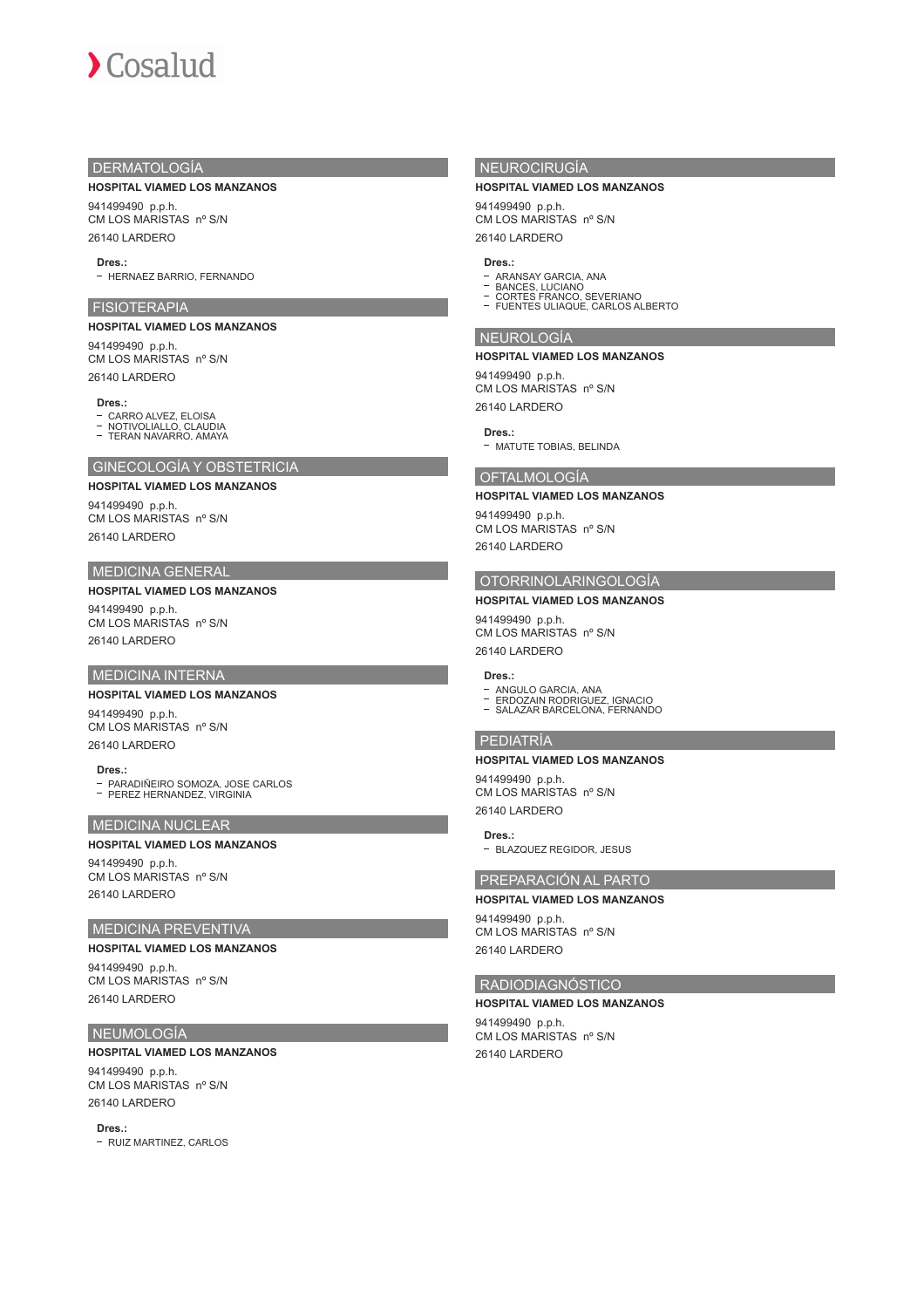## DERMATOLOGÍA

**HOSPITAL VIAMED LOS MANZANOS**

941499490 p.p.h.
CM LOS MARISTAS nº S/N

26140 LARDERO

**Dres.:**

- HERNAEZ BARRIO, FERNANDO

## FISIOTERAPIA

**HOSPITAL VIAMED LOS MANZANOS**

941499490 p.p.h.
CM LOS MARISTAS nº S/N

26140 LARDERO

**Dres.:**

- CARRO ALVEZ, ELOISA
- NOTIVOLIALLO, CLAUDIA
- TERAN NAVARRO, AMAYA

## GINECOLOGÍA Y OBSTETRICIA

**HOSPITAL VIAMED LOS MANZANOS**

941499490 p.p.h.
CM LOS MARISTAS nº S/N

26140 LARDERO

## MEDICINA GENERAL

**HOSPITAL VIAMED LOS MANZANOS**

941499490 p.p.h.
CM LOS MARISTAS nº S/N

26140 LARDERO

## MEDICINA INTERNA

**HOSPITAL VIAMED LOS MANZANOS**

941499490 p.p.h.
CM LOS MARISTAS nº S/N

26140 LARDERO

**Dres.:**

- PARADIÑEIRO SOMOZA, JOSE CARLOS
- PEREZ HERNANDEZ, VIRGINIA

## MEDICINA NUCLEAR

**HOSPITAL VIAMED LOS MANZANOS**

941499490 p.p.h.
CM LOS MARISTAS nº S/N

26140 LARDERO

## MEDICINA PREVENTIVA

**HOSPITAL VIAMED LOS MANZANOS**

941499490 p.p.h.
CM LOS MARISTAS nº S/N

26140 LARDERO

## NEUMOLOGÍA

**HOSPITAL VIAMED LOS MANZANOS**

941499490 p.p.h.
CM LOS MARISTAS nº S/N

26140 LARDERO

**Dres.:**

- RUIZ MARTINEZ, CARLOS

## NEUROCIRUGÍA

**HOSPITAL VIAMED LOS MANZANOS**

941499490 p.p.h.
CM LOS MARISTAS nº S/N

26140 LARDERO

**Dres.:**

- ARANSAY GARCIA, ANA
- BANCES, LUCIANO
- CORTES FRANCO, SEVERIANO
- FUENTES ULIAQUE, CARLOS ALBERTO

## NEUROLOGÍA

**HOSPITAL VIAMED LOS MANZANOS**

941499490 p.p.h.
CM LOS MARISTAS nº S/N

26140 LARDERO

**Dres.:**

- MATUTE TOBIAS, BELINDA

## OFTALMOLOGÍA

**HOSPITAL VIAMED LOS MANZANOS**

941499490 p.p.h.
CM LOS MARISTAS nº S/N

26140 LARDERO

## OTORRINOLARINGOLOGÍA

**HOSPITAL VIAMED LOS MANZANOS**

941499490 p.p.h.
CM LOS MARISTAS nº S/N

26140 LARDERO

**Dres.:**

- ANGULO GARCIA, ANA
- ERDOZAIN RODRIGUEZ, IGNACIO
- SALAZAR BARCELONA, FERNANDO

## PEDIATRÍA

**HOSPITAL VIAMED LOS MANZANOS**

941499490 p.p.h.
CM LOS MARISTAS nº S/N

26140 LARDERO

**Dres.:**

- BLAZQUEZ REGIDOR, JESUS

## PREPARACIÓN AL PARTO

**HOSPITAL VIAMED LOS MANZANOS**

941499490 p.p.h.
CM LOS MARISTAS nº S/N

26140 LARDERO

## RADIODIAGNÓSTICO

**HOSPITAL VIAMED LOS MANZANOS**

941499490 p.p.h.
CM LOS MARISTAS nº S/N

26140 LARDERO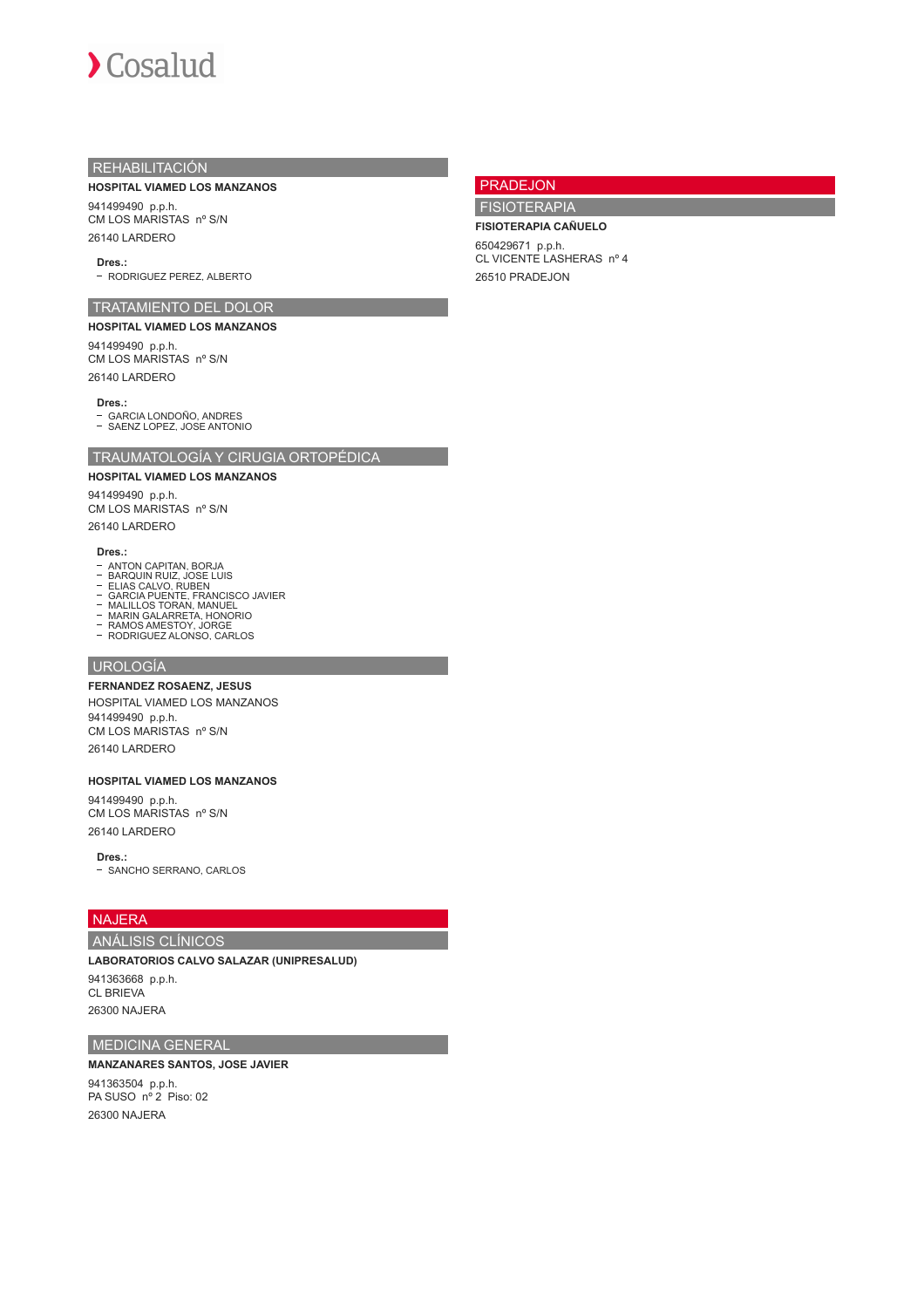## REHABILITACIÓN

**HOSPITAL VIAMED LOS MANZANOS**

941499490 p.p.h.
CM LOS MARISTAS nº S/N

26140 LARDERO

**Dres.:**
- RODRIGUEZ PEREZ, ALBERTO

## TRATAMIENTO DEL DOLOR

**HOSPITAL VIAMED LOS MANZANOS**

941499490 p.p.h.
CM LOS MARISTAS nº S/N

26140 LARDERO

**Dres.:**
- GARCIA LONDOÑO, ANDRES
- SAENZ LOPEZ, JOSE ANTONIO

## TRAUMATOLOGÍA Y CIRUGIA ORTOPÉDICA

**HOSPITAL VIAMED LOS MANZANOS**

941499490 p.p.h.
CM LOS MARISTAS nº S/N

26140 LARDERO

**Dres.:**
- ANTON CAPITAN, BORJA
- BARQUIN RUIZ, JOSE LUIS
- ELIAS CALVO, RUBEN
- GARCIA PUENTE, FRANCISCO JAVIER
- MALILLOS TORAN, MANUEL
- MARIN GALARRETA, HONORIO
- RAMOS AMESTOY, JORGE
- RODRIGUEZ ALONSO, CARLOS

## UROLOGÍA

**FERNANDEZ ROSAENZ, JESUS**

HOSPITAL VIAMED LOS MANZANOS
941499490 p.p.h.
CM LOS MARISTAS nº S/N

26140 LARDERO

**HOSPITAL VIAMED LOS MANZANOS**

941499490 p.p.h.
CM LOS MARISTAS nº S/N

26140 LARDERO

**Dres.:**
- SANCHO SERRANO, CARLOS

# NAJERA

## ANÁLISIS CLÍNICOS

**LABORATORIOS CALVO SALAZAR (UNIPRESALUD)**

941363668 p.p.h.
CL BRIEVA

26300 NAJERA

## MEDICINA GENERAL

**MANZANARES SANTOS, JOSE JAVIER**

941363504 p.p.h.
PA SUSO nº 2 Piso: 02

26300 NAJERA

# PRADEJON

## FISIOTERAPIA

**FISIOTERAPIA CAÑUELO**

650429671 p.p.h.
CL VICENTE LASHERAS nº 4

26510 PRADEJON